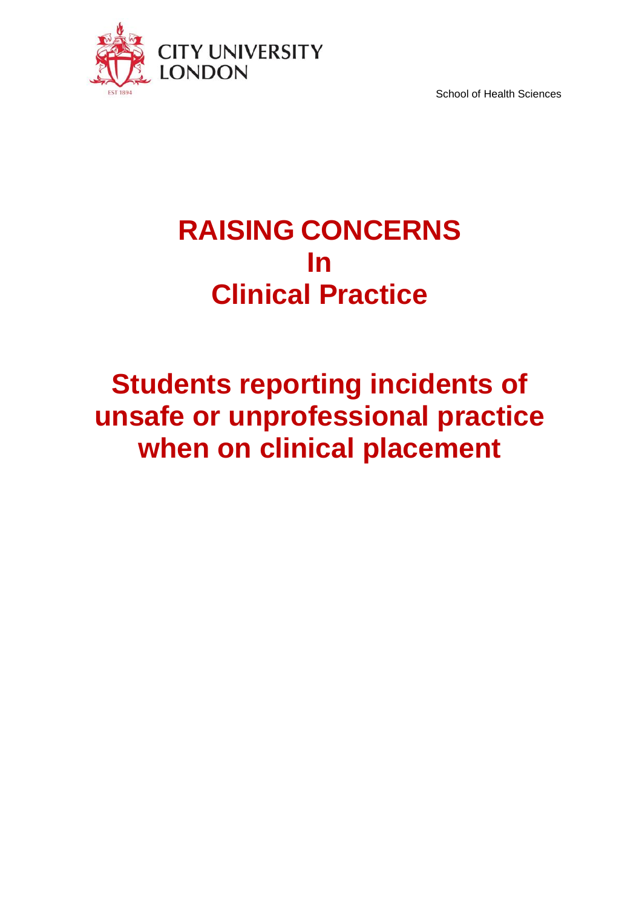CITY UNIVERSITY LONDON

School of Health Sciences

# RAISING CONCERNS In Clinical Practice

# Students reporting incidents of unsafe or unprofessional practice when on clinical placement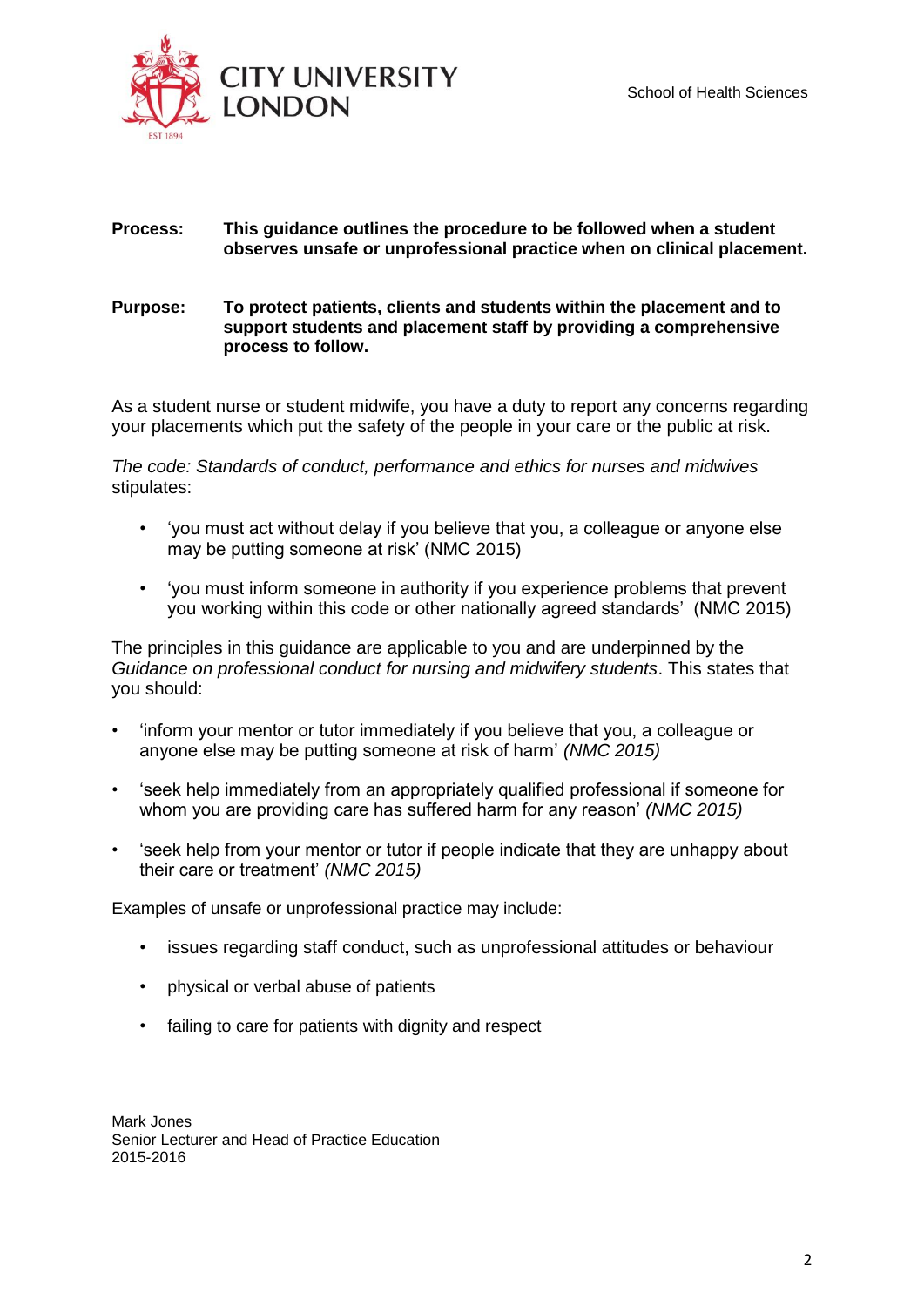CITY UNIVERSITY LONDON

School of Health Sciences

**Process:** **This guidance outlines the procedure to be followed when a student observes unsafe or unprofessional practice when on clinical placement.**

**Purpose:** **To protect patients, clients and students within the placement and to support students and placement staff by providing a comprehensive process to follow.**

As a student nurse or student midwife, you have a duty to report any concerns regarding your placements which put the safety of the people in your care or the public at risk.

*The code: Standards of conduct, performance and ethics for nurses and midwives* stipulates:

- 'you must act without delay if you believe that you, a colleague or anyone else may be putting someone at risk' (NMC 2015)
- 'you must inform someone in authority if you experience problems that prevent you working within this code or other nationally agreed standards' (NMC 2015)

The principles in this guidance are applicable to you and are underpinned by the *Guidance on professional conduct for nursing and midwifery students*. This states that you should:

- 'inform your mentor or tutor immediately if you believe that you, a colleague or anyone else may be putting someone at risk of harm' *(NMC 2015)*
- 'seek help immediately from an appropriately qualified professional if someone for whom you are providing care has suffered harm for any reason' *(NMC 2015)*
- 'seek help from your mentor or tutor if people indicate that they are unhappy about their care or treatment' *(NMC 2015)*

Examples of unsafe or unprofessional practice may include:

- issues regarding staff conduct, such as unprofessional attitudes or behaviour
- physical or verbal abuse of patients
- failing to care for patients with dignity and respect

Mark Jones
Senior Lecturer and Head of Practice Education
2015-2016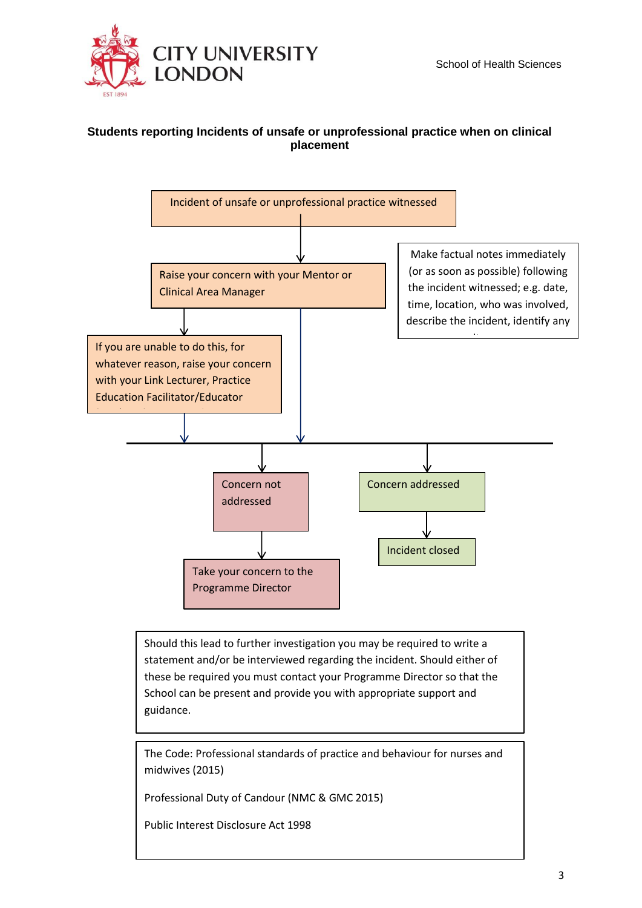CITY UNIVERSITY LONDON

EST 1894

School of Health Sciences

**Students reporting Incidents of unsafe or unprofessional practice when on clinical placement**

Incident of unsafe or unprofessional practice witnessed

Raise your concern with your Mentor or Clinical Area Manager

Make factual notes immediately (or as soon as possible) following the incident witnessed; e.g. date, time, location, who was involved, describe the incident, identify any

If you are unable to do this, for whatever reason, raise your concern with your Link Lecturer, Practice Education Facilitator/Educator

Concern not addressed

Take your concern to the Programme Director

Concern addressed

Incident closed

Should this lead to further investigation you may be required to write a statement and/or be interviewed regarding the incident. Should either of these be required you must contact your Programme Director so that the School can be present and provide you with appropriate support and guidance.

The Code: Professional standards of practice and behaviour for nurses and midwives (2015)

Professional Duty of Candour (NMC & GMC 2015)

Public Interest Disclosure Act 1998